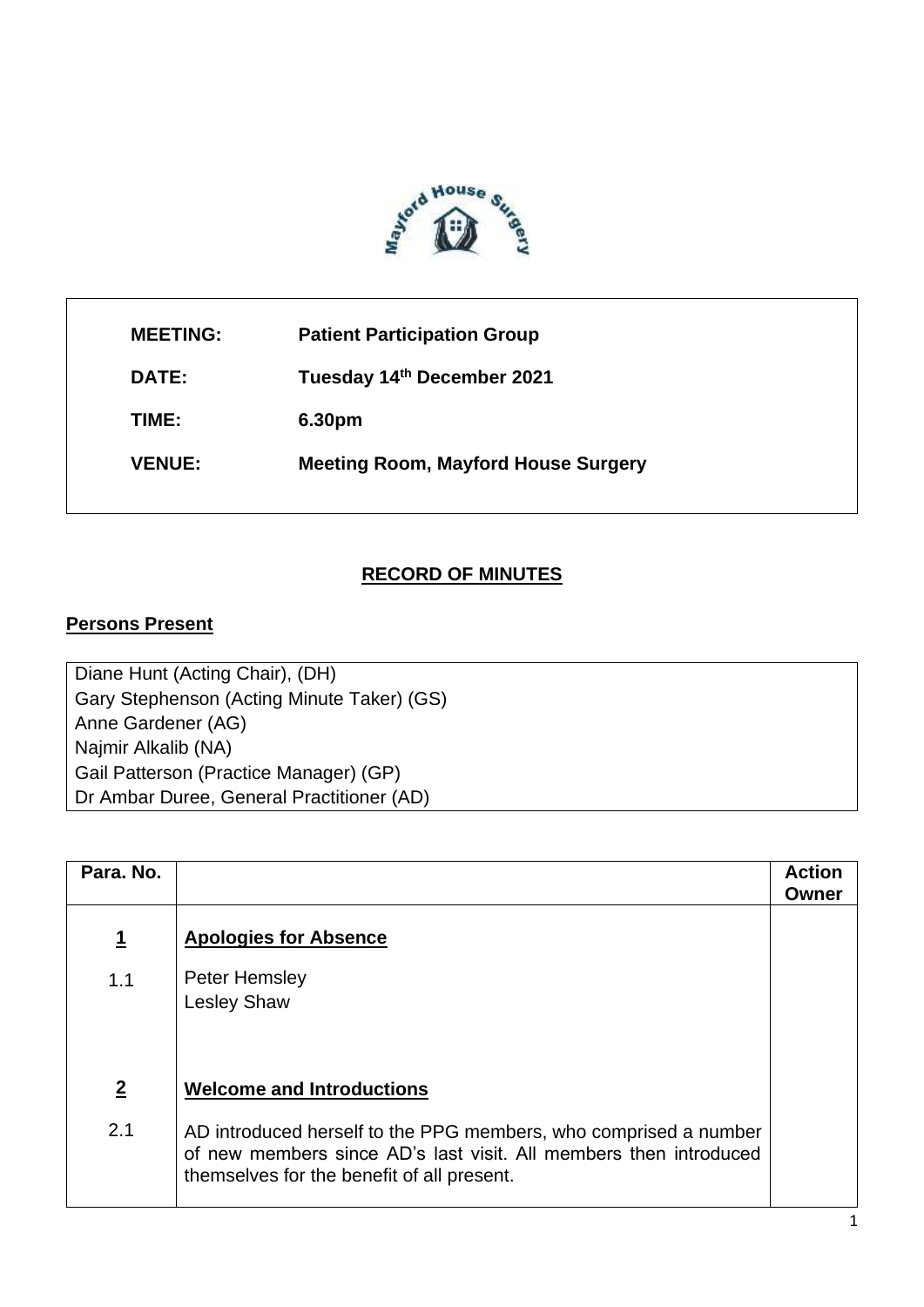| | |
|---|---|
| **MEETING:** | **Patient Participation Group** |
| **DATE:** | **Tuesday 14th December 2021** |
| **TIME:** | **6.30pm** |
| **VENUE:** | **Meeting Room, Mayford House Surgery** |

## RECORD OF MINUTES

### Persons Present

| |
|---|
| Diane Hunt (Acting Chair), (DH) |
| Gary Stephenson (Acting Minute Taker) (GS) |
| Anne Gardener (AG) |
| Najmir Alkalib (NA) |
| Gail Patterson (Practice Manager) (GP) |
| Dr Ambar Duree, General Practitioner (AD) |

| Para. No. | | Action Owner |
|---|---|---|
| **1** | **Apologies for Absence** | |
| 1.1 | Peter Hemsley<br>Lesley Shaw | |
| **2** | **Welcome and Introductions** | |
| 2.1 | AD introduced herself to the PPG members, who comprised a number of new members since AD's last visit. All members then introduced themselves for the benefit of all present. | |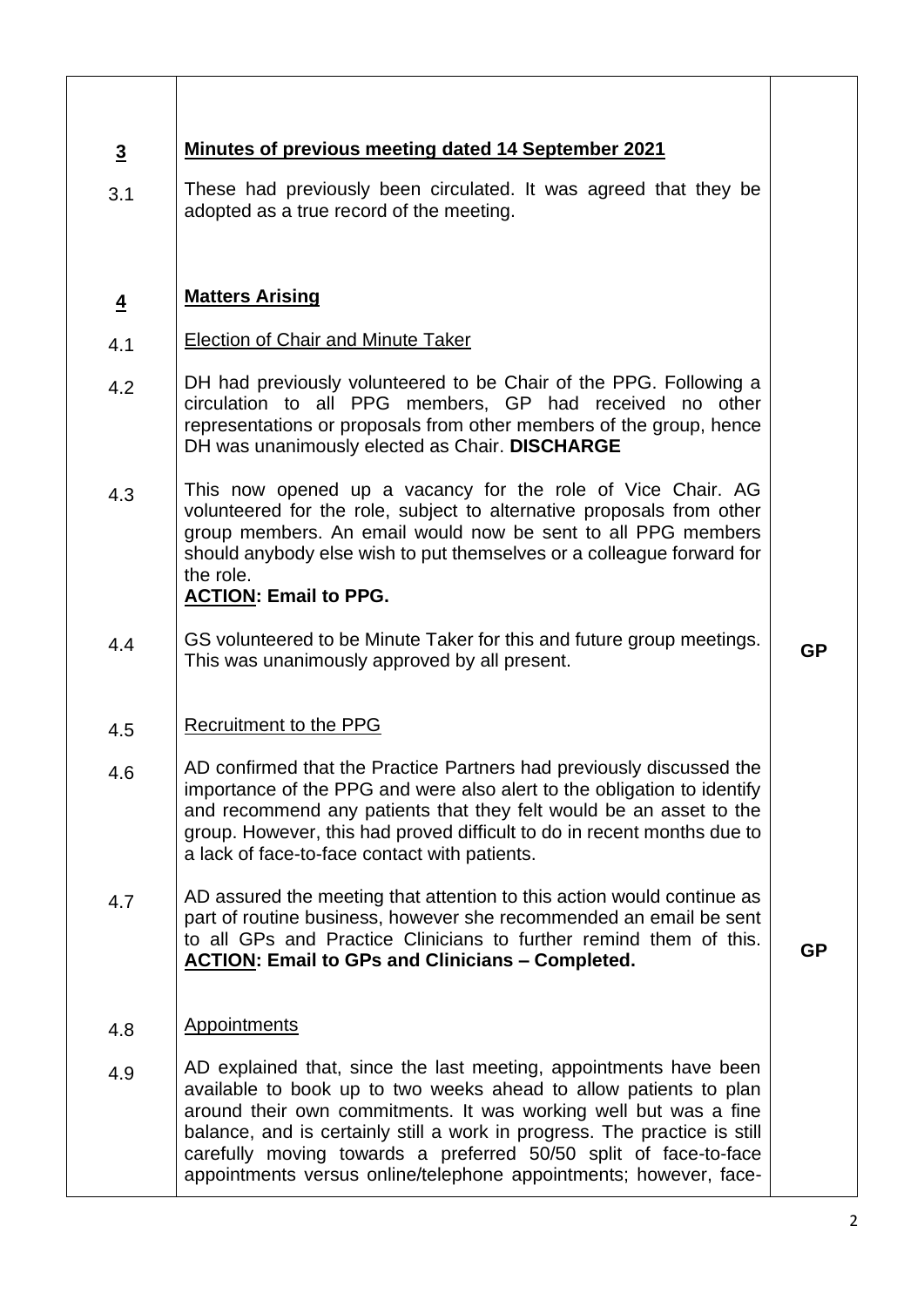| | | |
|---|---|---|
| **3** | **Minutes of previous meeting dated 14 September 2021** | |
| 3.1 | These had previously been circulated. It was agreed that they be adopted as a true record of the meeting. | |
| **4** | **Matters Arising** | |
| 4.1 | Election of Chair and Minute Taker | |
| 4.2 | DH had previously volunteered to be Chair of the PPG. Following a circulation to all PPG members, GP had received no other representations or proposals from other members of the group, hence DH was unanimously elected as Chair. **DISCHARGE** | |
| 4.3 | This now opened up a vacancy for the role of Vice Chair. AG volunteered for the role, subject to alternative proposals from other group members. An email would now be sent to all PPG members should anybody else wish to put themselves or a colleague forward for the role. **ACTION: Email to PPG.** | |
| 4.4 | GS volunteered to be Minute Taker for this and future group meetings. This was unanimously approved by all present. | **GP** |
| 4.5 | Recruitment to the PPG | |
| 4.6 | AD confirmed that the Practice Partners had previously discussed the importance of the PPG and were also alert to the obligation to identify and recommend any patients that they felt would be an asset to the group. However, this had proved difficult to do in recent months due to a lack of face-to-face contact with patients. | |
| 4.7 | AD assured the meeting that attention to this action would continue as part of routine business, however she recommended an email be sent to all GPs and Practice Clinicians to further remind them of this. **ACTION: Email to GPs and Clinicians – Completed.** | **GP** |
| 4.8 | Appointments | |
| 4.9 | AD explained that, since the last meeting, appointments have been available to book up to two weeks ahead to allow patients to plan around their own commitments. It was working well but was a fine balance, and is certainly still a work in progress. The practice is still carefully moving towards a preferred 50/50 split of face-to-face appointments versus online/telephone appointments; however, face- | |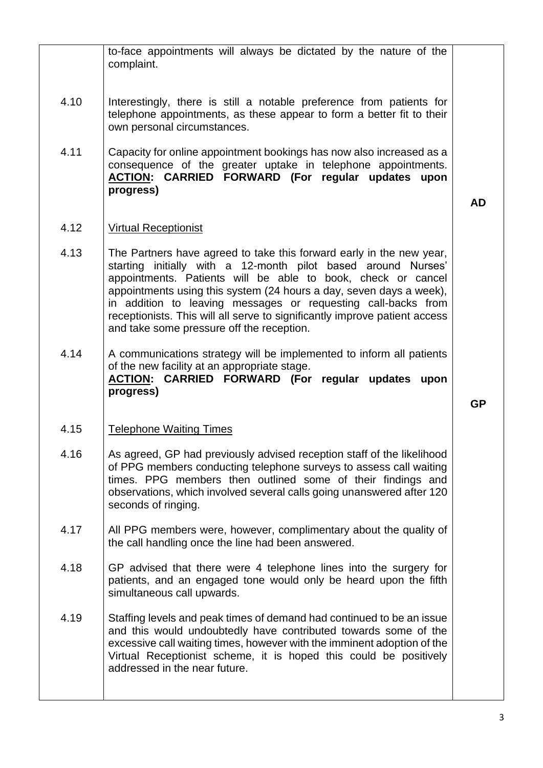| | | |
|---|---|---|
| | to-face appointments will always be dictated by the nature of the complaint. | |
| 4.10 | Interestingly, there is still a notable preference from patients for telephone appointments, as these appear to form a better fit to their own personal circumstances. | |
| 4.11 | Capacity for online appointment bookings has now also increased as a consequence of the greater uptake in telephone appointments. **<u>ACTION</u>: CARRIED FORWARD (For regular updates upon progress)** | **AD** |
| 4.12 | <u>Virtual Receptionist</u> | |
| 4.13 | The Partners have agreed to take this forward early in the new year, starting initially with a 12-month pilot based around Nurses' appointments. Patients will be able to book, check or cancel appointments using this system (24 hours a day, seven days a week), in addition to leaving messages or requesting call-backs from receptionists. This will all serve to significantly improve patient access and take some pressure off the reception. | |
| 4.14 | A communications strategy will be implemented to inform all patients of the new facility at an appropriate stage. **<u>ACTION</u>: CARRIED FORWARD (For regular updates upon progress)** | **GP** |
| 4.15 | <u>Telephone Waiting Times</u> | |
| 4.16 | As agreed, GP had previously advised reception staff of the likelihood of PPG members conducting telephone surveys to assess call waiting times. PPG members then outlined some of their findings and observations, which involved several calls going unanswered after 120 seconds of ringing. | |
| 4.17 | All PPG members were, however, complimentary about the quality of the call handling once the line had been answered. | |
| 4.18 | GP advised that there were 4 telephone lines into the surgery for patients, and an engaged tone would only be heard upon the fifth simultaneous call upwards. | |
| 4.19 | Staffing levels and peak times of demand had continued to be an issue and this would undoubtedly have contributed towards some of the excessive call waiting times, however with the imminent adoption of the Virtual Receptionist scheme, it is hoped this could be positively addressed in the near future. | |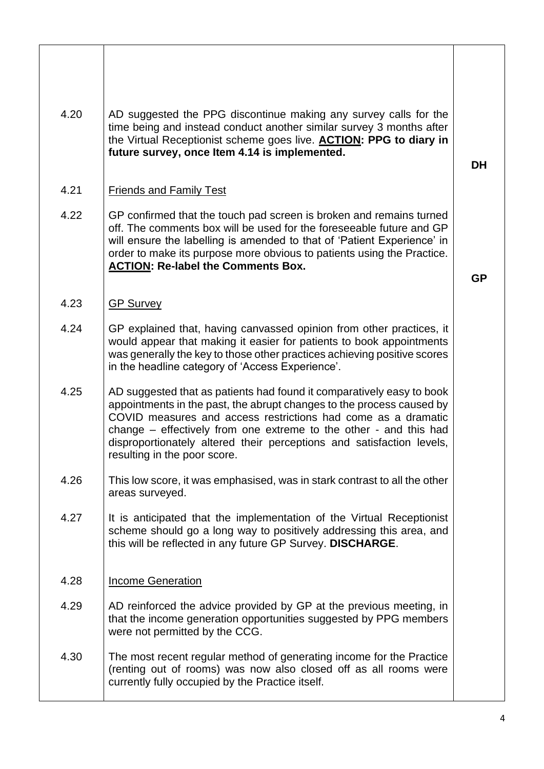| | | |
|---|---|---|
| 4.20 | AD suggested the PPG discontinue making any survey calls for the time being and instead conduct another similar survey 3 months after the Virtual Receptionist scheme goes live. **<u>ACTION</u>: PPG to diary in future survey, once Item 4.14 is implemented.** | **DH** |
| 4.21 | <u>Friends and Family Test</u> | |
| 4.22 | GP confirmed that the touch pad screen is broken and remains turned off. The comments box will be used for the foreseeable future and GP will ensure the labelling is amended to that of 'Patient Experience' in order to make its purpose more obvious to patients using the Practice. **<u>ACTION</u>: Re-label the Comments Box.** | **GP** |
| 4.23 | <u>GP Survey</u> | |
| 4.24 | GP explained that, having canvassed opinion from other practices, it would appear that making it easier for patients to book appointments was generally the key to those other practices achieving positive scores in the headline category of 'Access Experience'. | |
| 4.25 | AD suggested that as patients had found it comparatively easy to book appointments in the past, the abrupt changes to the process caused by COVID measures and access restrictions had come as a dramatic change – effectively from one extreme to the other - and this had disproportionately altered their perceptions and satisfaction levels, resulting in the poor score. | |
| 4.26 | This low score, it was emphasised, was in stark contrast to all the other areas surveyed. | |
| 4.27 | It is anticipated that the implementation of the Virtual Receptionist scheme should go a long way to positively addressing this area, and this will be reflected in any future GP Survey. **DISCHARGE**. | |
| 4.28 | <u>Income Generation</u> | |
| 4.29 | AD reinforced the advice provided by GP at the previous meeting, in that the income generation opportunities suggested by PPG members were not permitted by the CCG. | |
| 4.30 | The most recent regular method of generating income for the Practice (renting out of rooms) was now also closed off as all rooms were currently fully occupied by the Practice itself. | |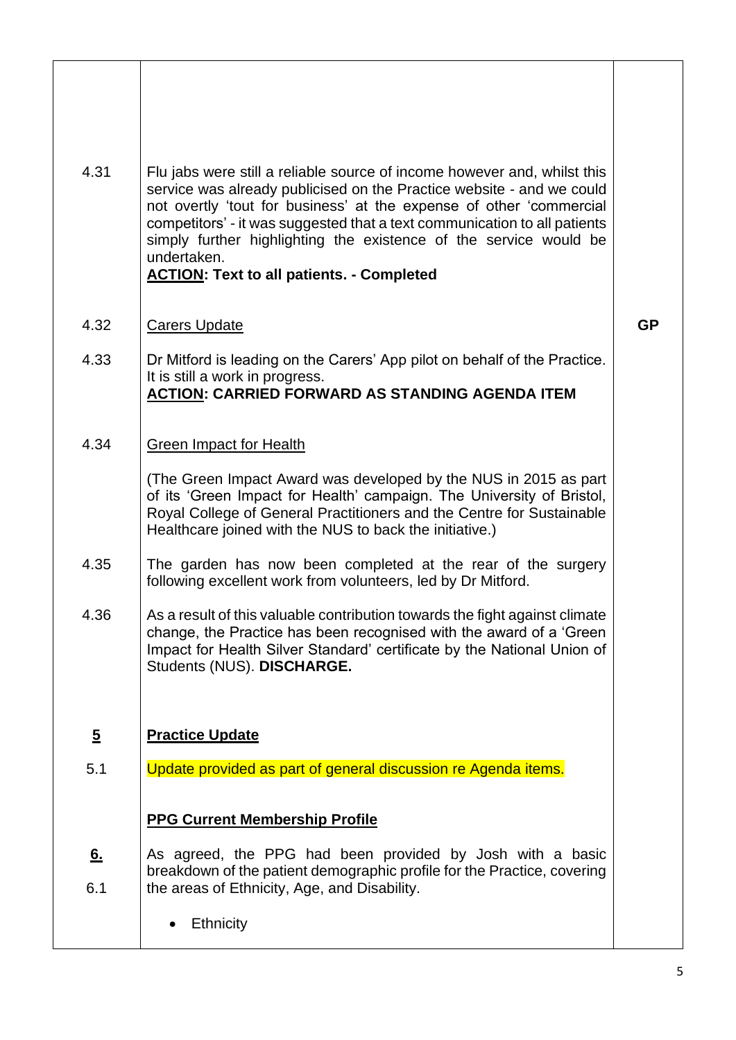| | | |
|---|---|---|
| 4.31 | Flu jabs were still a reliable source of income however and, whilst this service was already publicised on the Practice website - and we could not overtly 'tout for business' at the expense of other 'commercial competitors' - it was suggested that a text communication to all patients simply further highlighting the existence of the service would be undertaken.<br>**ACTION: Text to all patients. - Completed** | |
| 4.32 | Carers Update | **GP** |
| 4.33 | Dr Mitford is leading on the Carers' App pilot on behalf of the Practice. It is still a work in progress.<br>**ACTION: CARRIED FORWARD AS STANDING AGENDA ITEM** | |
| 4.34 | Green Impact for Health<br><br>(The Green Impact Award was developed by the NUS in 2015 as part of its 'Green Impact for Health' campaign. The University of Bristol, Royal College of General Practitioners and the Centre for Sustainable Healthcare joined with the NUS to back the initiative.) | |
| 4.35 | The garden has now been completed at the rear of the surgery following excellent work from volunteers, led by Dr Mitford. | |
| 4.36 | As a result of this valuable contribution towards the fight against climate change, the Practice has been recognised with the award of a 'Green Impact for Health Silver Standard' certificate by the National Union of Students (NUS). **DISCHARGE.** | |
| **5** | **Practice Update** | |
| 5.1 | Update provided as part of general discussion re Agenda items. | |
| | **PPG Current Membership Profile** | |
| **6.**<br>6.1 | As agreed, the PPG had been provided by Josh with a basic breakdown of the patient demographic profile for the Practice, covering the areas of Ethnicity, Age, and Disability.<br><br>• Ethnicity | |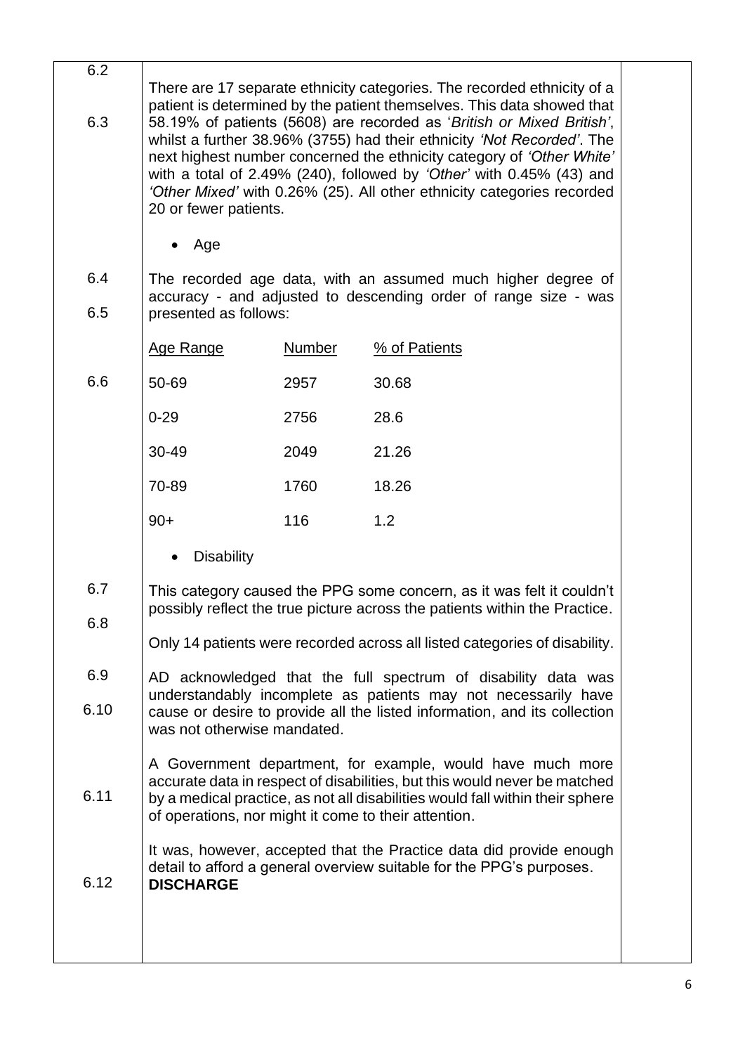| | | |
|---|---|---|
| 6.2<br><br>6.3 | There are 17 separate ethnicity categories. The recorded ethnicity of a patient is determined by the patient themselves. This data showed that 58.19% of patients (5608) are recorded as '*British or Mixed British*', whilst a further 38.96% (3755) had their ethnicity *'Not Recorded'*. The next highest number concerned the ethnicity category of *'Other White'* with a total of 2.49% (240), followed by *'Other'* with 0.45% (43) and *'Other Mixed'* with 0.26% (25). All other ethnicity categories recorded 20 or fewer patients. | |
| | • Age | |
| 6.4<br><br>6.5 | The recorded age data, with an assumed much higher degree of accuracy - and adjusted to descending order of range size - was presented as follows: | |
| 6.6 | Age Range / Number / % of Patients<br>50-69 / 2957 / 30.68<br>0-29 / 2756 / 28.6<br>30-49 / 2049 / 21.26<br>70-89 / 1760 / 18.26<br>90+ / 116 / 1.2 | |
| | • Disability | |
| 6.7<br><br>6.8 | This category caused the PPG some concern, as it was felt it couldn't possibly reflect the true picture across the patients within the Practice.<br><br>Only 14 patients were recorded across all listed categories of disability. | |
| 6.9<br><br>6.10 | AD acknowledged that the full spectrum of disability data was understandably incomplete as patients may not necessarily have cause or desire to provide all the listed information, and its collection was not otherwise mandated. | |
| 6.11 | A Government department, for example, would have much more accurate data in respect of disabilities, but this would never be matched by a medical practice, as not all disabilities would fall within their sphere of operations, nor might it come to their attention. | |
| 6.12 | It was, however, accepted that the Practice data did provide enough detail to afford a general overview suitable for the PPG's purposes.<br>**DISCHARGE** | |

| Age Range | Number | % of Patients |
|---|---|---|
| 50-69 | 2957 | 30.68 |
| 0-29 | 2756 | 28.6 |
| 30-49 | 2049 | 21.26 |
| 70-89 | 1760 | 18.26 |
| 90+ | 116 | 1.2 |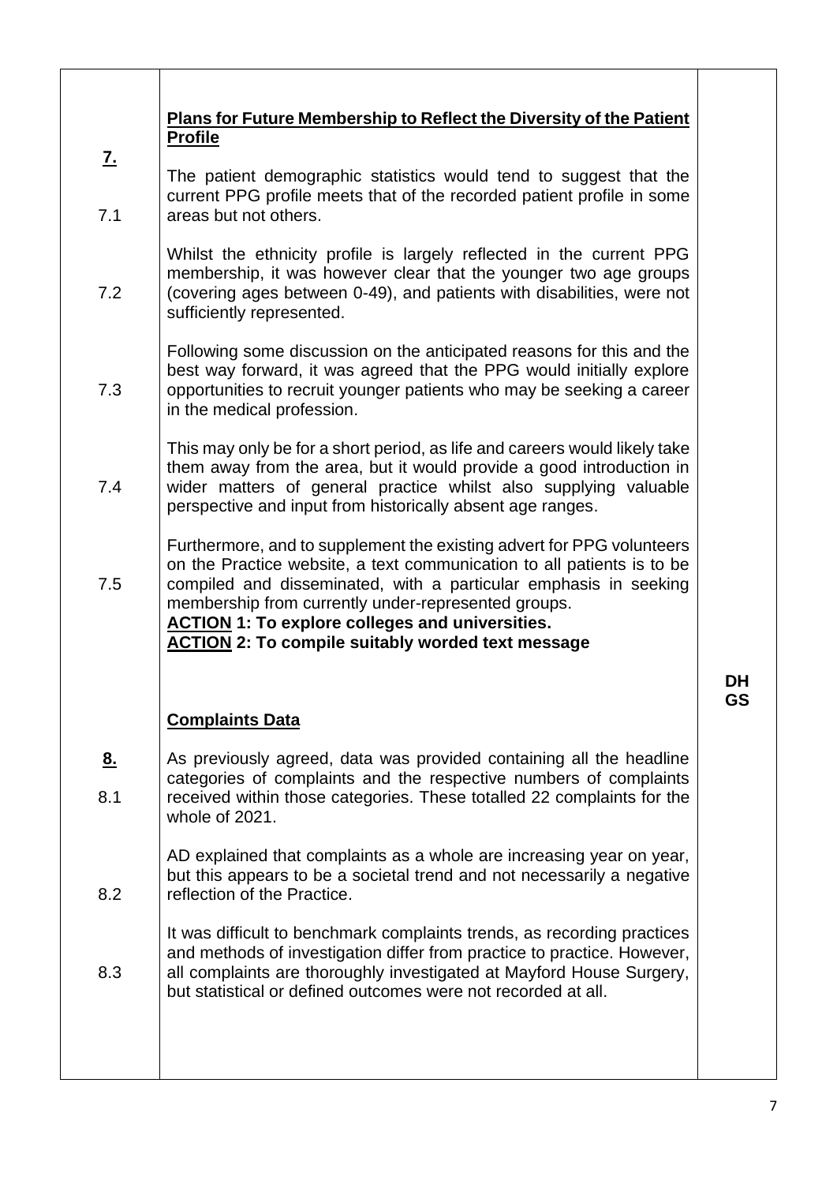| | | |
|---|---|---|
| **7.** | **Plans for Future Membership to Reflect the Diversity of the Patient Profile** | |
| 7.1 | The patient demographic statistics would tend to suggest that the current PPG profile meets that of the recorded patient profile in some areas but not others. | |
| 7.2 | Whilst the ethnicity profile is largely reflected in the current PPG membership, it was however clear that the younger two age groups (covering ages between 0-49), and patients with disabilities, were not sufficiently represented. | |
| 7.3 | Following some discussion on the anticipated reasons for this and the best way forward, it was agreed that the PPG would initially explore opportunities to recruit younger patients who may be seeking a career in the medical profession. | |
| 7.4 | This may only be for a short period, as life and careers would likely take them away from the area, but it would provide a good introduction in wider matters of general practice whilst also supplying valuable perspective and input from historically absent age ranges. | |
| 7.5 | Furthermore, and to supplement the existing advert for PPG volunteers on the Practice website, a text communication to all patients is to be compiled and disseminated, with a particular emphasis in seeking membership from currently under-represented groups.<br>**ACTION 1: To explore colleges and universities.**<br>**ACTION 2: To compile suitably worded text message** | **DH**<br>**GS** |
| **8.** | **Complaints Data** | |
| 8.1 | As previously agreed, data was provided containing all the headline categories of complaints and the respective numbers of complaints received within those categories. These totalled 22 complaints for the whole of 2021. | |
| 8.2 | AD explained that complaints as a whole are increasing year on year, but this appears to be a societal trend and not necessarily a negative reflection of the Practice. | |
| 8.3 | It was difficult to benchmark complaints trends, as recording practices and methods of investigation differ from practice to practice. However, all complaints are thoroughly investigated at Mayford House Surgery, but statistical or defined outcomes were not recorded at all. | |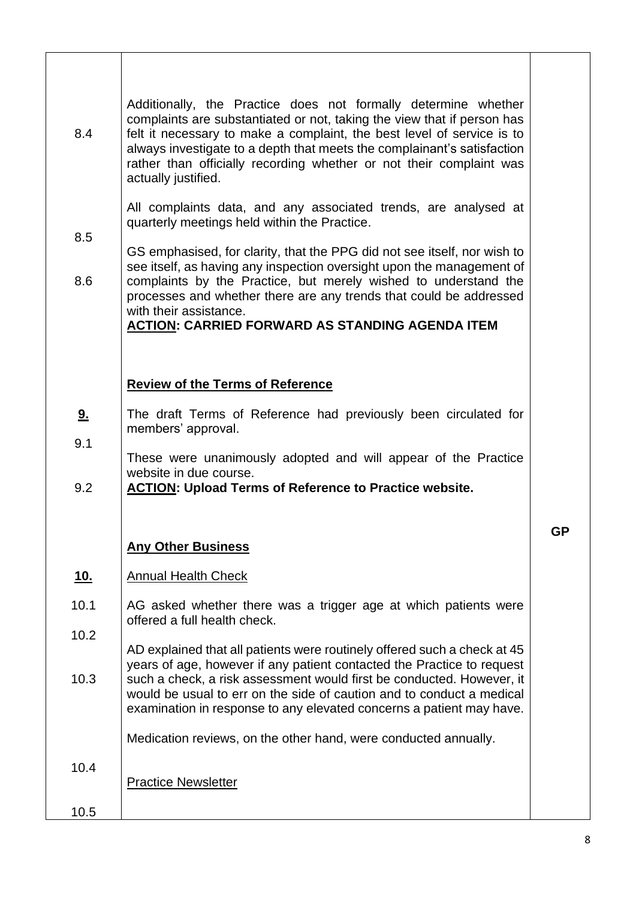| | | |
|---|---|---|
| 8.4 | Additionally, the Practice does not formally determine whether complaints are substantiated or not, taking the view that if person has felt it necessary to make a complaint, the best level of service is to always investigate to a depth that meets the complainant's satisfaction rather than officially recording whether or not their complaint was actually justified. | |
| 8.5 | All complaints data, and any associated trends, are analysed at quarterly meetings held within the Practice. | |
| 8.6 | GS emphasised, for clarity, that the PPG did not see itself, nor wish to see itself, as having any inspection oversight upon the management of complaints by the Practice, but merely wished to understand the processes and whether there are any trends that could be addressed with their assistance.<br>**<u>ACTION</u>: CARRIED FORWARD AS STANDING AGENDA ITEM** | |
| **<u>9.</u>** | **<u>Review of the Terms of Reference</u>** | |
| 9.1 | The draft Terms of Reference had previously been circulated for members' approval. | |
| 9.2 | These were unanimously adopted and will appear of the Practice website in due course.<br>**<u>ACTION</u>: Upload Terms of Reference to Practice website.** | **GP** |
| **<u>10.</u>** | **<u>Any Other Business</u>** | |
| | <u>Annual Health Check</u> | |
| 10.1 | AG asked whether there was a trigger age at which patients were offered a full health check. | |
| 10.2 | AD explained that all patients were routinely offered such a check at 45 years of age, however if any patient contacted the Practice to request such a check, a risk assessment would first be conducted. However, it would be usual to err on the side of caution and to conduct a medical examination in response to any elevated concerns a patient may have. | |
| 10.3 | Medication reviews, on the other hand, were conducted annually. | |
| 10.4 | <u>Practice Newsletter</u> | |
| 10.5 | | |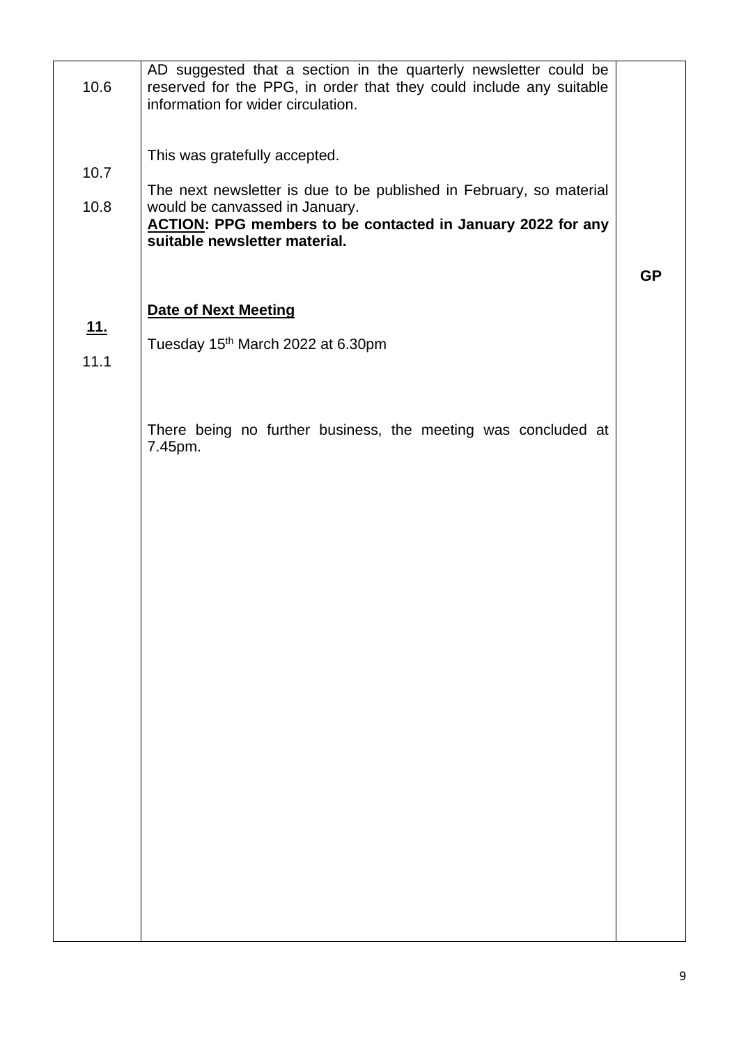| | | |
|---|---|---|
| 10.6 | AD suggested that a section in the quarterly newsletter could be reserved for the PPG, in order that they could include any suitable information for wider circulation. | |
| 10.7 | This was gratefully accepted. | |
| 10.8 | The next newsletter is due to be published in February, so material would be canvassed in January.<br>**ACTION: PPG members to be contacted in January 2022 for any suitable newsletter material.** | **GP** |
| **11.** | **Date of Next Meeting** | |
| 11.1 | Tuesday 15th March 2022 at 6.30pm | |
| | There being no further business, the meeting was concluded at 7.45pm. | |